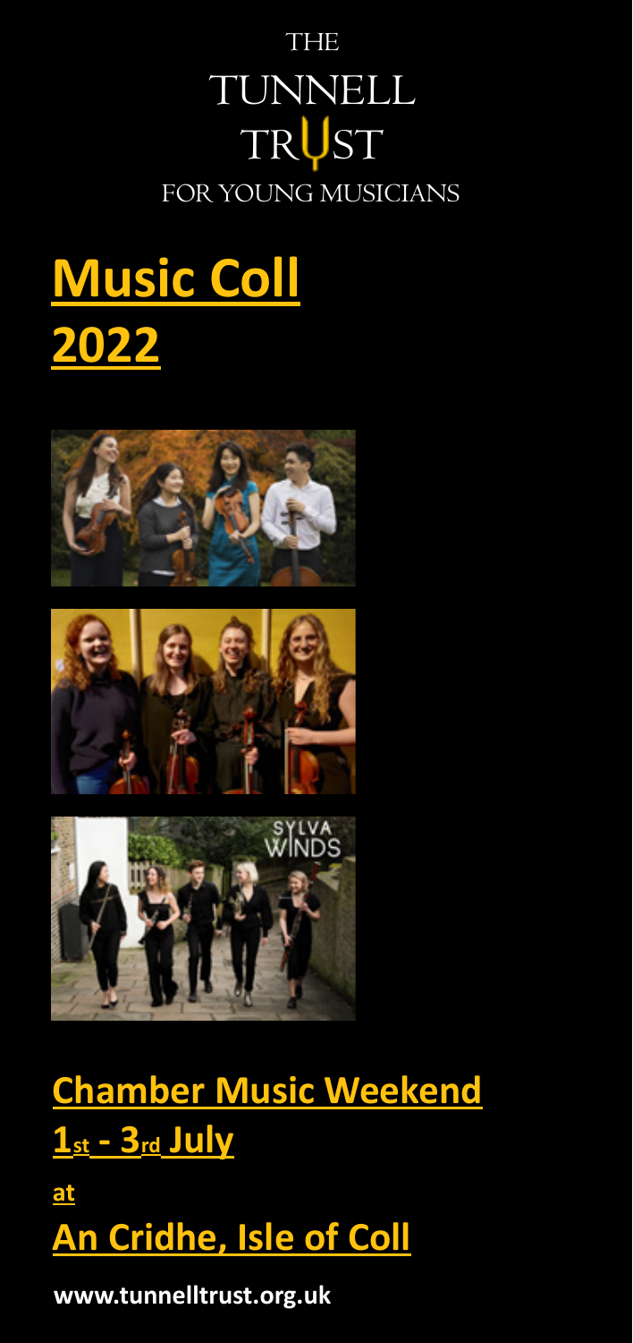THE

TUNNELL

TRUST

FOR YOUNG MUSICIANS

# Music Coll 2022

## Chamber Music Weekend

## 1st - 3rd July

at

## An Cridhe, Isle of Coll

**www.tunnelltrust.org.uk**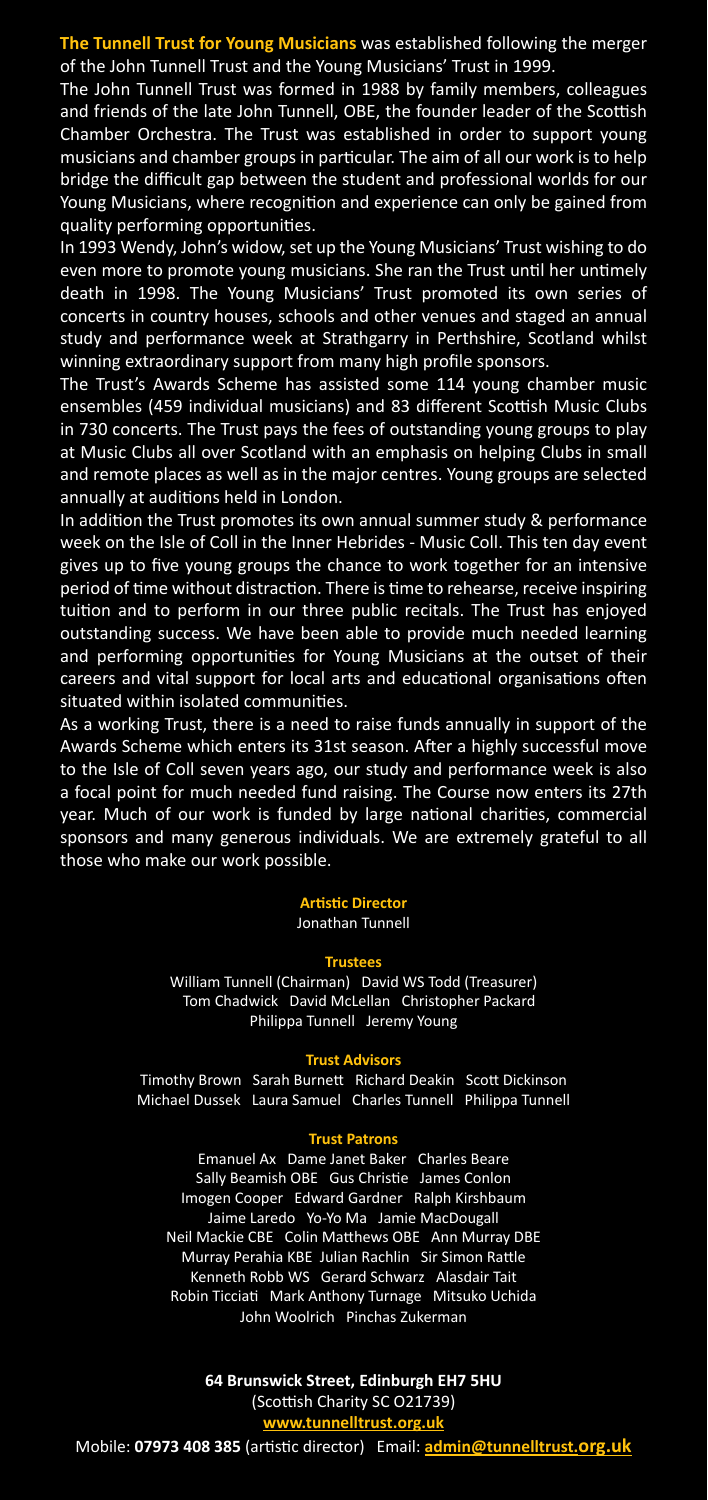**The Tunnell Trust for Young Musicians** was established following the merger of the John Tunnell Trust and the Young Musicians' Trust in 1999.

The John Tunnell Trust was formed in 1988 by family members, colleagues and friends of the late John Tunnell, OBE, the founder leader of the Scottish Chamber Orchestra. The Trust was established in order to support young musicians and chamber groups in particular. The aim of all our work is to help bridge the difficult gap between the student and professional worlds for our Young Musicians, where recognition and experience can only be gained from quality performing opportunities.

In 1993 Wendy, John's widow, set up the Young Musicians' Trust wishing to do even more to promote young musicians. She ran the Trust until her untimely death in 1998. The Young Musicians' Trust promoted its own series of concerts in country houses, schools and other venues and staged an annual study and performance week at Strathgarry in Perthshire, Scotland whilst winning extraordinary support from many high profile sponsors.

The Trust's Awards Scheme has assisted some 114 young chamber music ensembles (459 individual musicians) and 83 different Scottish Music Clubs in 730 concerts. The Trust pays the fees of outstanding young groups to play at Music Clubs all over Scotland with an emphasis on helping Clubs in small and remote places as well as in the major centres. Young groups are selected annually at auditions held in London.

In addition the Trust promotes its own annual summer study & performance week on the Isle of Coll in the Inner Hebrides - Music Coll. This ten day event gives up to five young groups the chance to work together for an intensive period of time without distraction. There is time to rehearse, receive inspiring tuition and to perform in our three public recitals. The Trust has enjoyed outstanding success. We have been able to provide much needed learning and performing opportunities for Young Musicians at the outset of their careers and vital support for local arts and educational organisations often situated within isolated communities.

As a working Trust, there is a need to raise funds annually in support of the Awards Scheme which enters its 31st season. After a highly successful move to the Isle of Coll seven years ago, our study and performance week is also a focal point for much needed fund raising. The Course now enters its 27th year. Much of our work is funded by large national charities, commercial sponsors and many generous individuals. We are extremely grateful to all those who make our work possible.

**Artistic Director**

Jonathan Tunnell

**Trustees**

William Tunnell (Chairman) David WS Todd (Treasurer) Tom Chadwick David McLellan Christopher Packard Philippa Tunnell Jeremy Young

**Trust Advisors**

Timothy Brown Sarah Burnett Richard Deakin Scott Dickinson Michael Dussek Laura Samuel Charles Tunnell Philippa Tunnell

**Trust Patrons**

Emanuel Ax Dame Janet Baker Charles Beare Sally Beamish OBE Gus Christie James Conlon Imogen Cooper Edward Gardner Ralph Kirshbaum Jaime Laredo Yo-Yo Ma Jamie MacDougall Neil Mackie CBE Colin Matthews OBE Ann Murray DBE Murray Perahia KBE Julian Rachlin Sir Simon Rattle Kenneth Robb WS Gerard Schwarz Alasdair Tait Robin Ticciati Mark Anthony Turnage Mitsuko Uchida John Woolrich Pinchas Zukerman

**64 Brunswick Street, Edinburgh EH7 5HU**

(Scottish Charity SC O21739)

**www.tunnelltrust.org.uk**

Mobile: **07973 408 385** (artistic director) Email: **admin@tunnelltrust.org.uk**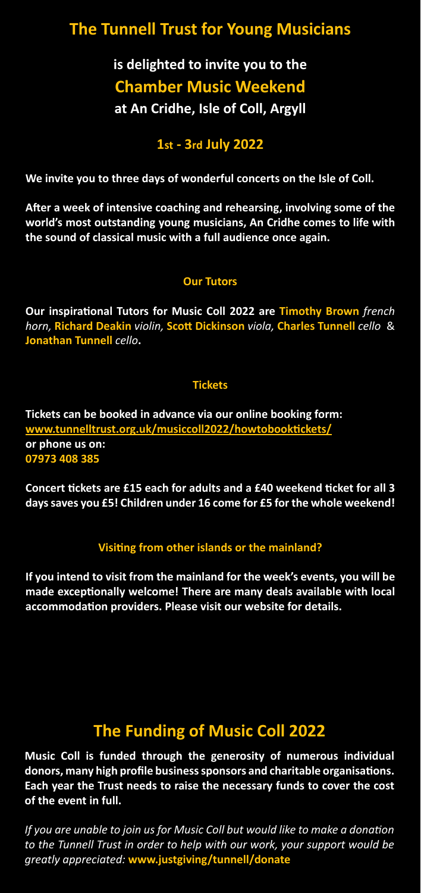# The Tunnell Trust for Young Musicians

**is delighted to invite you to the**

## Chamber Music Weekend

**at An Cridhe, Isle of Coll, Argyll**

### 1st - 3rd July 2022

**We invite you to three days of wonderful concerts on the Isle of Coll.**

**After a week of intensive coaching and rehearsing, involving some of the world's most outstanding young musicians, An Cridhe comes to life with the sound of classical music with a full audience once again.**

#### Our Tutors

**Our inspirational Tutors for Music Coll 2022 are Timothy Brown** *french horn,* **Richard Deakin** *violin,* **Scott Dickinson** *viola,* **Charles Tunnell** *cello* & **Jonathan Tunnell** *cello***.**

#### Tickets

**Tickets can be booked in advance via our online booking form:**
**www.tunnelltrust.org.uk/musiccoll2022/howtobooktickets/**
**or phone us on:**
**07973 408 385**

**Concert tickets are £15 each for adults and a £40 weekend ticket for all 3 days saves you £5! Children under 16 come for £5 for the whole weekend!**

#### Visiting from other islands or the mainland?

**If you intend to visit from the mainland for the week's events, you will be made exceptionally welcome! There are many deals available with local accommodation providers. Please visit our website for details.**

## The Funding of Music Coll 2022

**Music Coll is funded through the generosity of numerous individual donors, many high profile business sponsors and charitable organisations. Each year the Trust needs to raise the necessary funds to cover the cost of the event in full.**

*If you are unable to join us for Music Coll but would like to make a donation to the Tunnell Trust in order to help with our work, your support would be greatly appreciated:* **www.justgiving/tunnell/donate**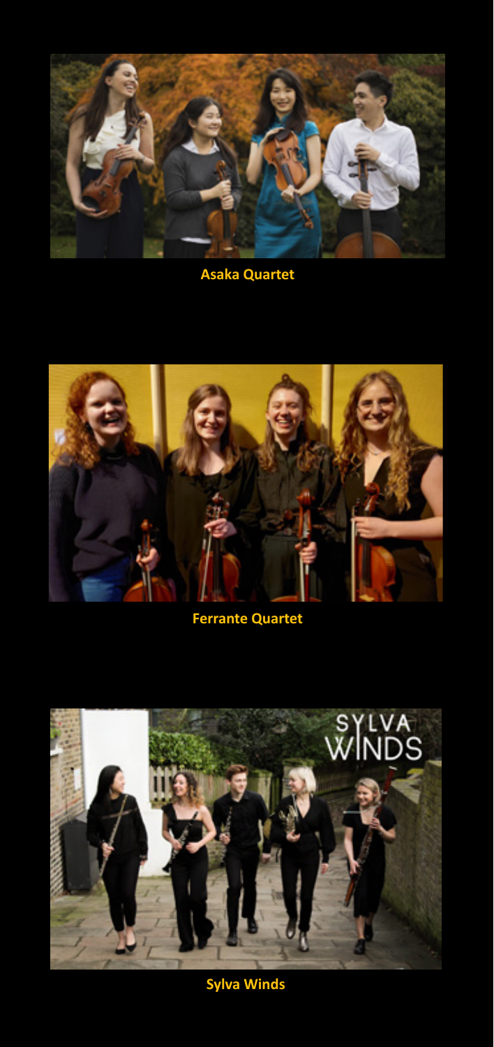**Asaka Quartet**

**Ferrante Quartet**

**Sylva Winds**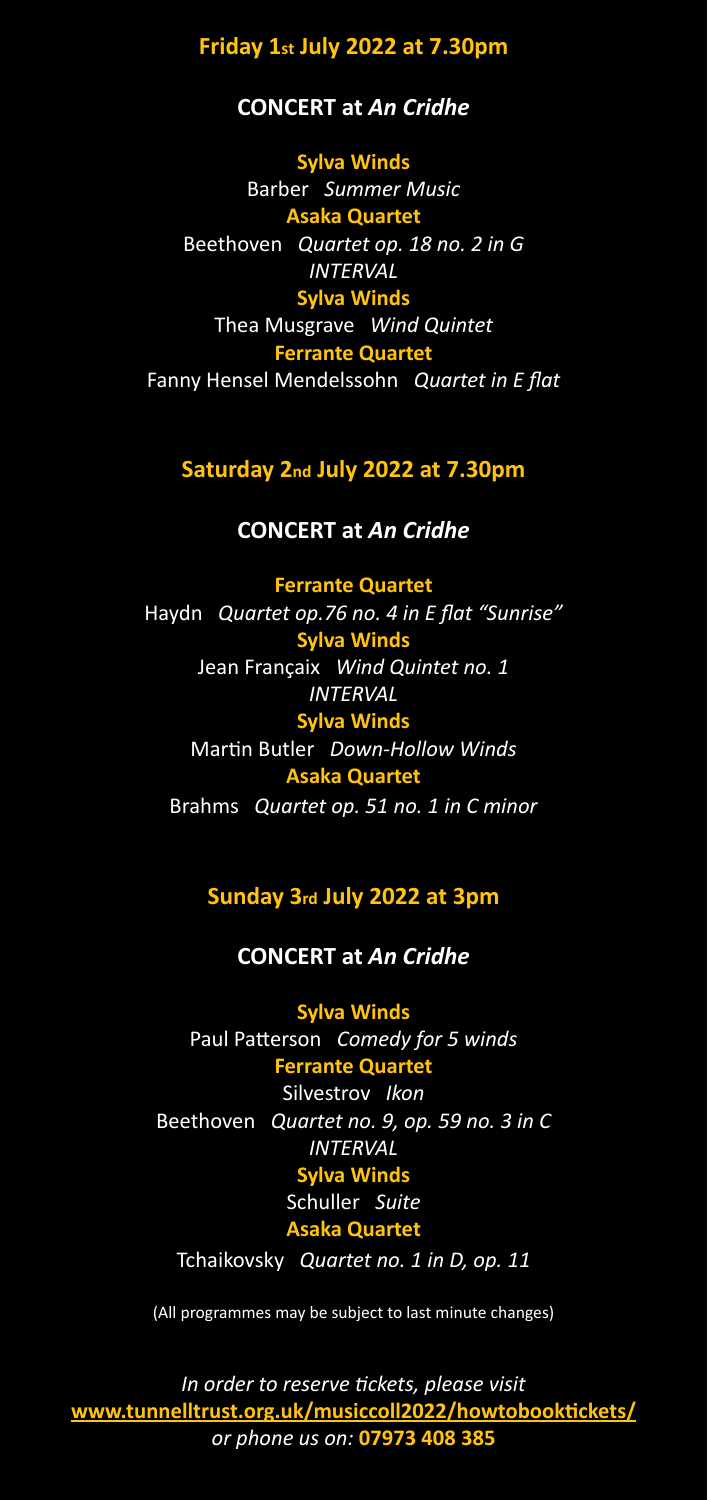## Friday 1st July 2022 at 7.30pm

### CONCERT at *An Cridhe*

**Sylva Winds**
Barber *Summer Music*
**Asaka Quartet**
Beethoven *Quartet op. 18 no. 2 in G*
*INTERVAL*
**Sylva Winds**
Thea Musgrave *Wind Quintet*
**Ferrante Quartet**
Fanny Hensel Mendelssohn *Quartet in E flat*

## Saturday 2nd July 2022 at 7.30pm

### CONCERT at *An Cridhe*

**Ferrante Quartet**
Haydn *Quartet op.76 no. 4 in E flat "Sunrise"*
**Sylva Winds**
Jean Françaix *Wind Quintet no. 1*
*INTERVAL*
**Sylva Winds**
Martin Butler *Down-Hollow Winds*
**Asaka Quartet**
Brahms *Quartet op. 51 no. 1 in C minor*

## Sunday 3rd July 2022 at 3pm

### CONCERT at *An Cridhe*

**Sylva Winds**
Paul Patterson *Comedy for 5 winds*
**Ferrante Quartet**
Silvestrov *Ikon*
Beethoven *Quartet no. 9, op. 59 no. 3 in C*
*INTERVAL*
**Sylva Winds**
Schuller *Suite*
**Asaka Quartet**
Tchaikovsky *Quartet no. 1 in D, op. 11*

(All programmes may be subject to last minute changes)

*In order to reserve tickets, please visit*
**www.tunnelltrust.org.uk/musiccoll2022/howtobooktickets/**
*or phone us on:* **07973 408 385**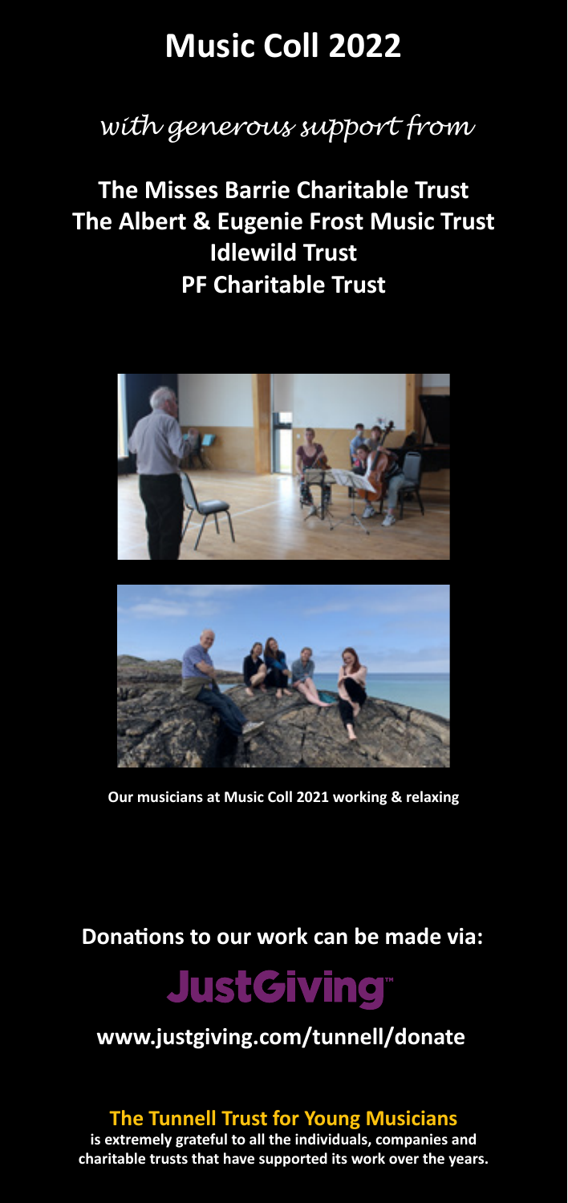# Music Coll 2022

*with generous support from*

**The Misses Barrie Charitable Trust**
**The Albert & Eugenie Frost Music Trust**
**Idlewild Trust**
**PF Charitable Trust**

**Our musicians at Music Coll 2021 working & relaxing**

**Donations to our work can be made via:**

**JustGiving™**

**www.justgiving.com/tunnell/donate**

**The Tunnell Trust for Young Musicians**
**is extremely grateful to all the individuals, companies and charitable trusts that have supported its work over the years.**